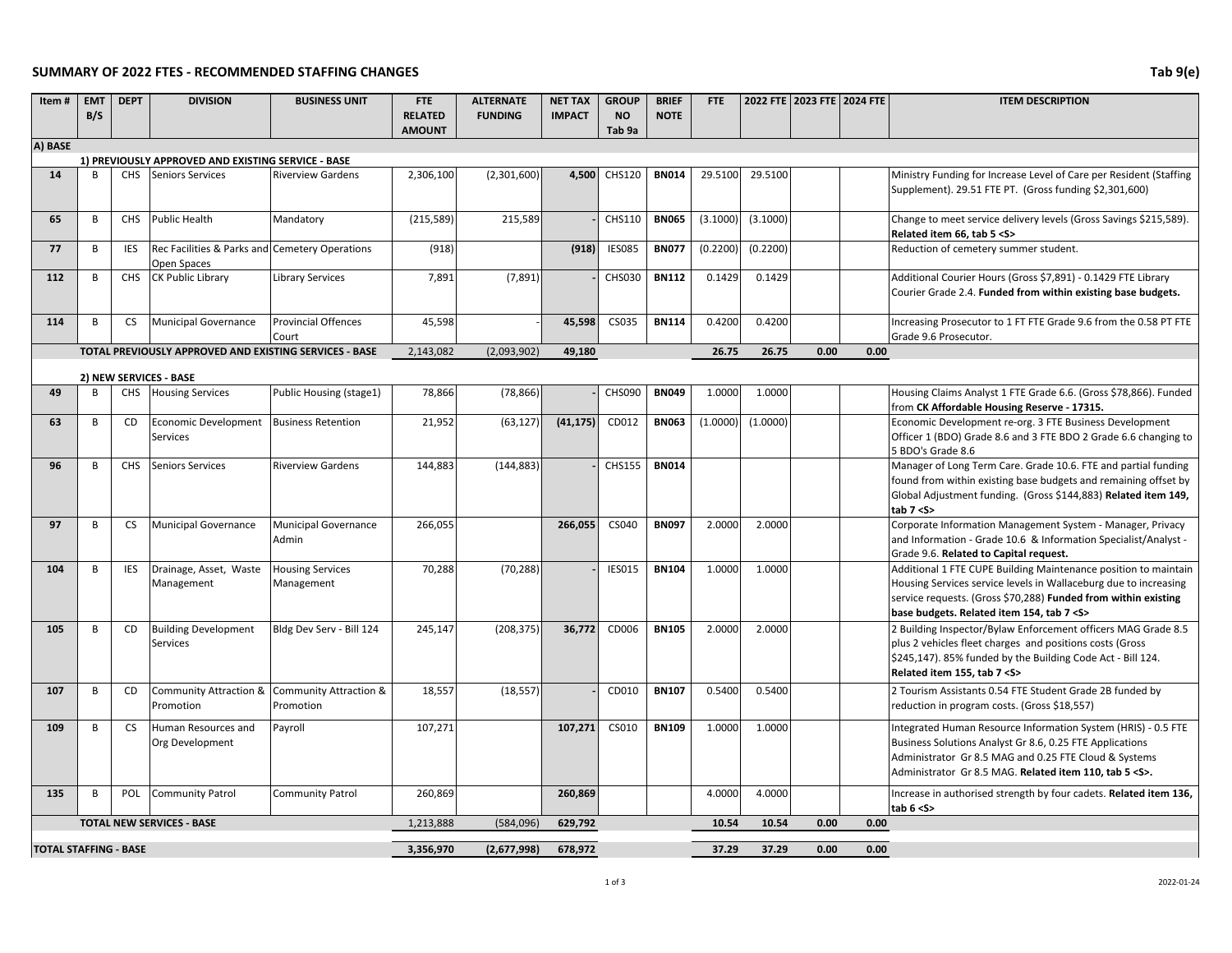## SUMMARY OF 2022 FTES - RECOMMENDED STAFFING CHANGES

Tab 9(e)

| Item # | EMT B/S | DEPT | DIVISION | BUSINESS UNIT | FTE RELATED AMOUNT | ALTERNATE FUNDING | NET TAX IMPACT | GROUP NO Tab 9a | BRIEF NOTE | FTE | 2022 FTE | 2023 FTE | 2024 FTE | ITEM DESCRIPTION |
|---|---|---|---|---|---|---|---|---|---|---|---|---|---|---|
| **A) BASE** | | | | | | | | | | | | | | |
| **1) PREVIOUSLY APPROVED AND EXISTING SERVICE - BASE** | | | | | | | | | | | | | | |
| **14** | B | CHS | Seniors Services | Riverview Gardens | 2,306,100 | (2,301,600) | **4,500** | CHS120 | **BN014** | 29.5100 | 29.5100 | | | Ministry Funding for Increase Level of Care per Resident (Staffing Supplement). 29.51 FTE PT. (Gross funding $2,301,600) |
| **65** | B | CHS | Public Health | Mandatory | (215,589) | 215,589 | **-** | CHS110 | **BN065** | (3.1000) | (3.1000) | | | Change to meet service delivery levels (Gross Savings $215,589). **Related item 66, tab 5 <S>** |
| **77** | B | IES | Rec Facilities & Parks and Open Spaces | Cemetery Operations | (918) | | **(918)** | IES085 | **BN077** | (0.2200) | (0.2200) | | | Reduction of cemetery summer student. |
| **112** | B | CHS | CK Public Library | Library Services | 7,891 | (7,891) | **-** | CHS030 | **BN112** | 0.1429 | 0.1429 | | | Additional Courier Hours (Gross $7,891) - 0.1429 FTE Library Courier Grade 2.4. **Funded from within existing base budgets.** |
| **114** | B | CS | Municipal Governance | Provincial Offences Court | 45,598 | - | **45,598** | CS035 | **BN114** | 0.4200 | 0.4200 | | | Increasing Prosecutor to 1 FT FTE Grade 9.6 from the 0.58 PT FTE Grade 9.6 Prosecutor. |
| **TOTAL PREVIOUSLY APPROVED AND EXISTING SERVICES - BASE** | | | | | 2,143,082 | (2,093,902) | **49,180** | | | **26.75** | **26.75** | **0.00** | **0.00** | |
| **2) NEW SERVICES - BASE** | | | | | | | | | | | | | | |
| **49** | B | CHS | Housing Services | Public Housing (stage1) | 78,866 | (78,866) | **-** | CHS090 | **BN049** | 1.0000 | 1.0000 | | | Housing Claims Analyst 1 FTE Grade 6.6. (Gross $78,866). Funded from **CK Affordable Housing Reserve - 17315.** |
| **63** | B | CD | Economic Development Services | Business Retention | 21,952 | (63,127) | **(41,175)** | CD012 | **BN063** | (1.0000) | (1.0000) | | | Economic Development re-org. 3 FTE Business Development Officer 1 (BDO) Grade 8.6 and 3 FTE BDO 2 Grade 6.6 changing to 5 BDO's Grade 8.6 |
| **96** | B | CHS | Seniors Services | Riverview Gardens | 144,883 | (144,883) | **-** | CHS155 | **BN014** | | | | | Manager of Long Term Care. Grade 10.6. FTE and partial funding found from within existing base budgets and remaining offset by Global Adjustment funding. (Gross $144,883) **Related item 149, tab 7 <S>** |
| **97** | B | CS | Municipal Governance | Municipal Governance Admin | 266,055 | | **266,055** | CS040 | **BN097** | 2.0000 | 2.0000 | | | Corporate Information Management System - Manager, Privacy and Information - Grade 10.6 & Information Specialist/Analyst - Grade 9.6. **Related to Capital request.** |
| **104** | B | IES | Drainage, Asset, Waste Management | Housing Services Management | 70,288 | (70,288) | **-** | IES015 | **BN104** | 1.0000 | 1.0000 | | | Additional 1 FTE CUPE Building Maintenance position to maintain Housing Services service levels in Wallaceburg due to increasing service requests. (Gross $70,288) **Funded from within existing base budgets. Related item 154, tab 7 <S>** |
| **105** | B | CD | Building Development Services | Bldg Dev Serv - Bill 124 | 245,147 | (208,375) | **36,772** | CD006 | **BN105** | 2.0000 | 2.0000 | | | 2 Building Inspector/Bylaw Enforcement officers MAG Grade 8.5 plus 2 vehicles fleet charges and positions costs (Gross $245,147). 85% funded by the Building Code Act - Bill 124. **Related item 155, tab 7 <S>** |
| **107** | B | CD | Community Attraction & Promotion | Community Attraction & Promotion | 18,557 | (18,557) | **-** | CD010 | **BN107** | 0.5400 | 0.5400 | | | 2 Tourism Assistants 0.54 FTE Student Grade 2B funded by reduction in program costs. (Gross $18,557) |
| **109** | B | CS | Human Resources and Org Development | Payroll | 107,271 | | **107,271** | CS010 | **BN109** | 1.0000 | 1.0000 | | | Integrated Human Resource Information System (HRIS) - 0.5 FTE Business Solutions Analyst Gr 8.6, 0.25 FTE Applications Administrator Gr 8.5 MAG and 0.25 FTE Cloud & Systems Administrator Gr 8.5 MAG. **Related item 110, tab 5 <S>.** |
| **135** | B | POL | Community Patrol | Community Patrol | 260,869 | | **260,869** | | | 4.0000 | 4.0000 | | | Increase in authorised strength by four cadets. **Related item 136, tab 6 <S>** |
| **TOTAL NEW SERVICES - BASE** | | | | | 1,213,888 | (584,096) | **629,792** | | | **10.54** | **10.54** | **0.00** | **0.00** | |
| **TOTAL STAFFING - BASE** | | | | | **3,356,970** | **(2,677,998)** | **678,972** | | | **37.29** | **37.29** | **0.00** | **0.00** | |

2022-01-24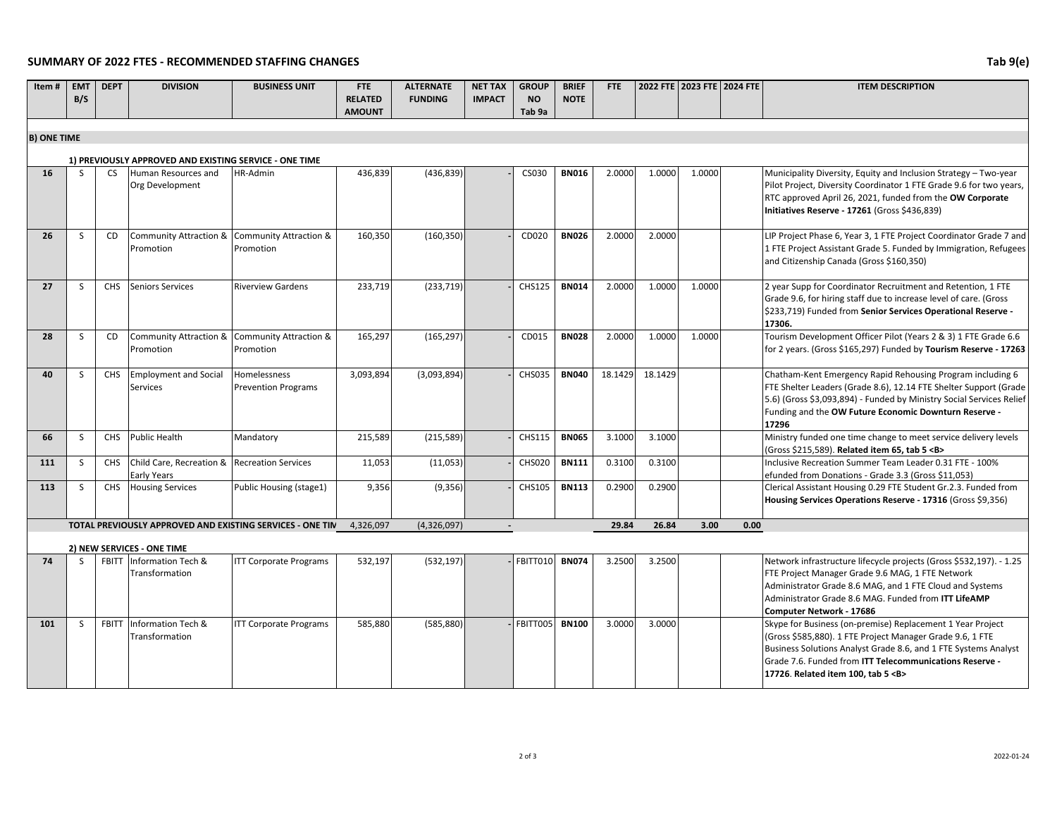## SUMMARY OF 2022 FTES - RECOMMENDED STAFFING CHANGES

Tab 9(e)

| Item # | EMT B/S | DEPT | DIVISION | BUSINESS UNIT | FTE RELATED AMOUNT | ALTERNATE FUNDING | NET TAX IMPACT | GROUP NO Tab 9a | BRIEF NOTE | FTE | 2022 FTE | 2023 FTE | 2024 FTE | ITEM DESCRIPTION |
|---|---|---|---|---|---|---|---|---|---|---|---|---|---|---|
| **B) ONE TIME** | | | | | | | | | | | | | | |
| | **1) PREVIOUSLY APPROVED AND EXISTING SERVICE - ONE TIME** | | | | | | | | | | | | | |
| **16** | S | CS | Human Resources and Org Development | HR-Admin | 436,839 | (436,839) | - | CS030 | **BN016** | 2.0000 | 1.0000 | 1.0000 | | Municipality Diversity, Equity and Inclusion Strategy – Two-year Pilot Project, Diversity Coordinator 1 FTE Grade 9.6 for two years, RTC approved April 26, 2021, funded from the **OW Corporate Initiatives Reserve - 17261** (Gross $436,839) |
| **26** | S | CD | Community Attraction & Promotion | Community Attraction & Promotion | 160,350 | (160,350) | - | CD020 | **BN026** | 2.0000 | 2.0000 | | | LIP Project Phase 6, Year 3, 1 FTE Project Coordinator Grade 7 and 1 FTE Project Assistant Grade 5. Funded by Immigration, Refugees and Citizenship Canada (Gross $160,350) |
| **27** | S | CHS | Seniors Services | Riverview Gardens | 233,719 | (233,719) | - | CHS125 | **BN014** | 2.0000 | 1.0000 | 1.0000 | | 2 year Supp for Coordinator Recruitment and Retention, 1 FTE Grade 9.6, for hiring staff due to increase level of care. (Gross $233,719) Funded from **Senior Services Operational Reserve - 17306.** |
| **28** | S | CD | Community Attraction & Promotion | Community Attraction & Promotion | 165,297 | (165,297) | - | CD015 | **BN028** | 2.0000 | 1.0000 | 1.0000 | | Tourism Development Officer Pilot (Years 2 & 3) 1 FTE Grade 6.6 for 2 years. (Gross $165,297) Funded by **Tourism Reserve - 17263** |
| **40** | S | CHS | Employment and Social Services | Homelessness Prevention Programs | 3,093,894 | (3,093,894) | - | CHS035 | **BN040** | 18.1429 | 18.1429 | | | Chatham-Kent Emergency Rapid Rehousing Program including 6 FTE Shelter Leaders (Grade 8.6), 12.14 FTE Shelter Support (Grade 5.6) (Gross $3,093,894) - Funded by Ministry Social Services Relief Funding and the **OW Future Economic Downturn Reserve - 17296** |
| **66** | S | CHS | Public Health | Mandatory | 215,589 | (215,589) | - | CHS115 | **BN065** | 3.1000 | 3.1000 | | | Ministry funded one time change to meet service delivery levels (Gross $215,589). **Related item 65, tab 5 <B>** |
| **111** | S | CHS | Child Care, Recreation & Early Years | Recreation Services | 11,053 | (11,053) | - | CHS020 | **BN111** | 0.3100 | 0.3100 | | | Inclusive Recreation Summer Team Leader 0.31 FTE - 100% efunded from Donations - Grade 3.3 (Gross $11,053) |
| **113** | S | CHS | Housing Services | Public Housing (stage1) | 9,356 | (9,356) | - | CHS105 | **BN113** | 0.2900 | 0.2900 | | | Clerical Assistant Housing 0.29 FTE Student Gr.2.3. Funded from **Housing Services Operations Reserve - 17316** (Gross $9,356) |
| | **TOTAL PREVIOUSLY APPROVED AND EXISTING SERVICES - ONE TIM** | | | | 4,326,097 | (4,326,097) | - | | | 29.84 | 26.84 | 3.00 | 0.00 | |
| | **2) NEW SERVICES - ONE TIME** | | | | | | | | | | | | | |
| **74** | S | FBITT | Information Tech & Transformation | ITT Corporate Programs | 532,197 | (532,197) | - | FBITT010 | **BN074** | 3.2500 | 3.2500 | | | Network infrastructure lifecycle projects (Gross $532,197). - 1.25 FTE Project Manager Grade 9.6 MAG, 1 FTE Network Administrator Grade 8.6 MAG, and 1 FTE Cloud and Systems Administrator Grade 8.6 MAG. Funded from **ITT LifeAMP Computer Network - 17686** |
| **101** | S | FBITT | Information Tech & Transformation | ITT Corporate Programs | 585,880 | (585,880) | - | FBITT005 | **BN100** | 3.0000 | 3.0000 | | | Skype for Business (on-premise) Replacement 1 Year Project (Gross $585,880). 1 FTE Project Manager Grade 9.6, 1 FTE Business Solutions Analyst Grade 8.6, and 1 FTE Systems Analyst Grade 7.6. Funded from **ITT Telecommunications Reserve - 17726**. **Related item 100, tab 5 <B>** |

2022-01-24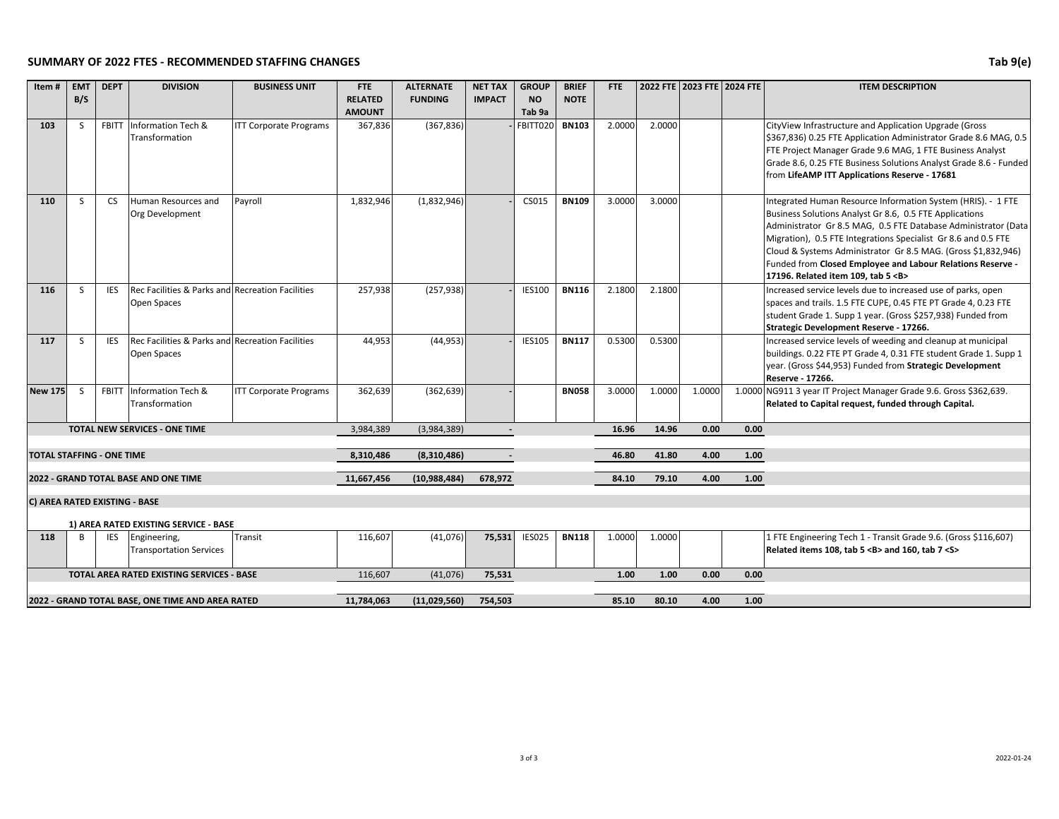## SUMMARY OF 2022 FTES - RECOMMENDED STAFFING CHANGES

Tab 9(e)

| Item # | EMT B/S | DEPT | DIVISION | BUSINESS UNIT | FTE RELATED AMOUNT | ALTERNATE FUNDING | NET TAX IMPACT | GROUP NO Tab 9a | BRIEF NOTE | FTE | 2022 FTE | 2023 FTE | 2024 FTE | ITEM DESCRIPTION |
|---|---|---|---|---|---|---|---|---|---|---|---|---|---|---|
| **103** | S | FBITT | Information Tech & Transformation | ITT Corporate Programs | 367,836 | (367,836) | - | FBITT020 | **BN103** | 2.0000 | 2.0000 | | | CityView Infrastructure and Application Upgrade (Gross $367,836) 0.25 FTE Application Administrator Grade 8.6 MAG, 0.5 FTE Project Manager Grade 9.6 MAG, 1 FTE Business Analyst Grade 8.6, 0.25 FTE Business Solutions Analyst Grade 8.6 - Funded from **LifeAMP ITT Applications Reserve - 17681** |
| **110** | S | CS | Human Resources and Org Development | Payroll | 1,832,946 | (1,832,946) | - | CS015 | **BN109** | 3.0000 | 3.0000 | | | Integrated Human Resource Information System (HRIS). - 1 FTE Business Solutions Analyst Gr 8.6, 0.5 FTE Applications Administrator Gr 8.5 MAG, 0.5 FTE Database Administrator (Data Migration), 0.5 FTE Integrations Specialist Gr 8.6 and 0.5 FTE Cloud & Systems Administrator Gr 8.5 MAG. (Gross $1,832,946) Funded from **Closed Employee and Labour Relations Reserve - 17196. Related item 109, tab 5 <B>** |
| **116** | S | IES | Rec Facilities & Parks and Open Spaces | Recreation Facilities | 257,938 | (257,938) | - | IES100 | **BN116** | 2.1800 | 2.1800 | | | Increased service levels due to increased use of parks, open spaces and trails. 1.5 FTE CUPE, 0.45 FTE PT Grade 4, 0.23 FTE student Grade 1. Supp 1 year. (Gross $257,938) Funded from **Strategic Development Reserve - 17266.** |
| **117** | S | IES | Rec Facilities & Parks and Open Spaces | Recreation Facilities | 44,953 | (44,953) | - | IES105 | **BN117** | 0.5300 | 0.5300 | | | Increased service levels of weeding and cleanup at municipal buildings. 0.22 FTE PT Grade 4, 0.31 FTE student Grade 1. Supp 1 year. (Gross $44,953) Funded from **Strategic Development Reserve - 17266.** |
| **New 175** | S | FBITT | Information Tech & Transformation | ITT Corporate Programs | 362,639 | (362,639) | - | | **BN058** | 3.0000 | 1.0000 | 1.0000 | 1.0000 | NG911 3 year IT Project Manager Grade 9.6. Gross $362,639. **Related to Capital request, funded through Capital.** |
| **TOTAL NEW SERVICES - ONE TIME** | | | | | 3,984,389 | (3,984,389) | - | | | 16.96 | 14.96 | 0.00 | 0.00 | |
| **TOTAL STAFFING - ONE TIME** | | | | | **8,310,486** | **(8,310,486)** | - | | | **46.80** | **41.80** | **4.00** | **1.00** | |
| **2022 - GRAND TOTAL BASE AND ONE TIME** | | | | | **11,667,456** | **(10,988,484)** | **678,972** | | | **84.10** | **79.10** | **4.00** | **1.00** | |
| **C) AREA RATED EXISTING - BASE** | | | | | | | | | | | | | | |
| **1) AREA RATED EXISTING SERVICE - BASE** | | | | | | | | | | | | | | |
| **118** | B | IES | Engineering, Transportation Services | Transit | 116,607 | (41,076) | **75,531** | IES025 | **BN118** | 1.0000 | 1.0000 | | | 1 FTE Engineering Tech 1 - Transit Grade 9.6. (Gross $116,607) **Related items 108, tab 5 <B> and 160, tab 7 <S>** |
| **TOTAL AREA RATED EXISTING SERVICES - BASE** | | | | | 116,607 | (41,076) | **75,531** | | | **1.00** | **1.00** | **0.00** | **0.00** | |
| **2022 - GRAND TOTAL BASE, ONE TIME AND AREA RATED** | | | | | **11,784,063** | **(11,029,560)** | **754,503** | | | **85.10** | **80.10** | **4.00** | **1.00** | |

2022-01-24